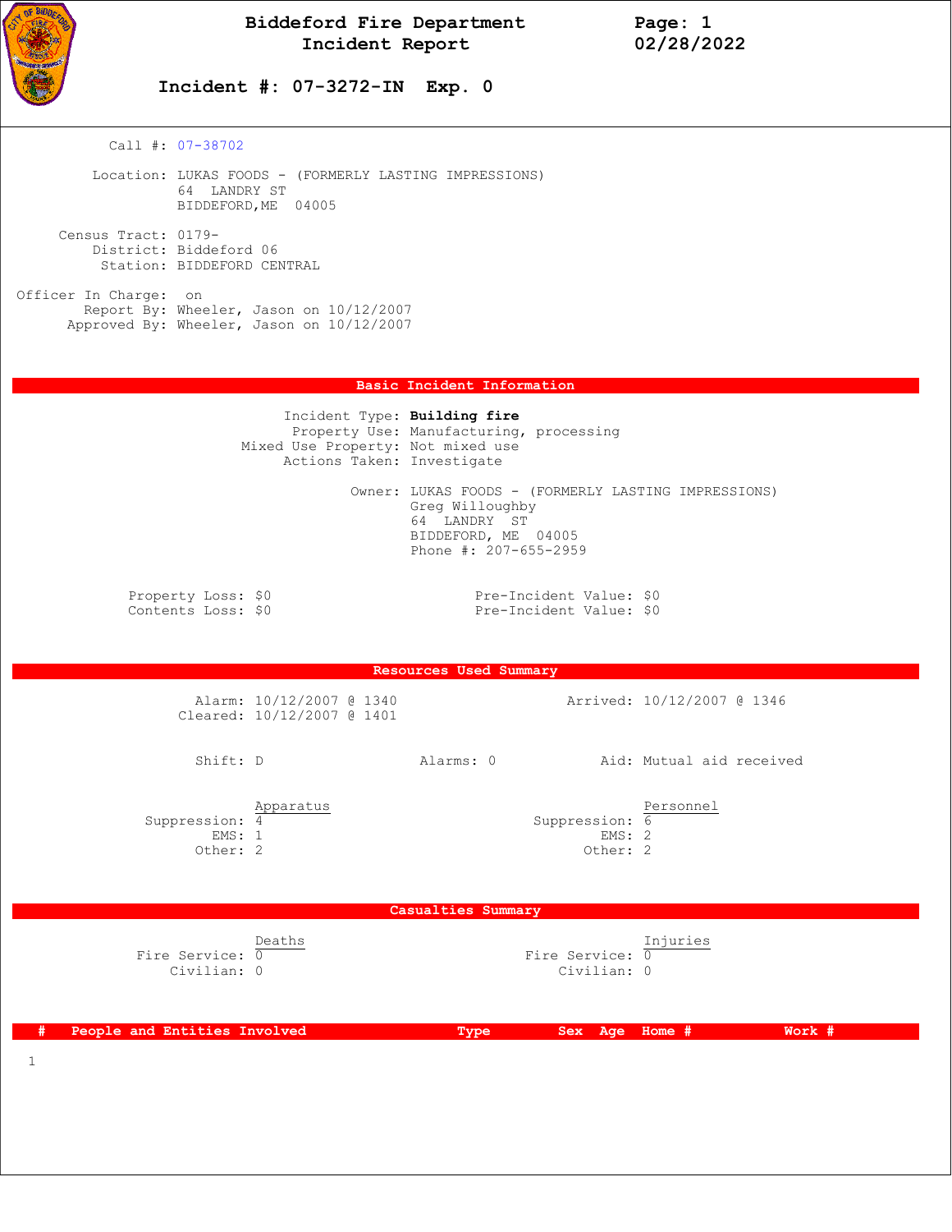# Biddeford Fire Department
## Incident Report

Page: 1
02/28/2022

### Incident #: 07-3272-IN Exp. 0

Call #: 07-38702

Location: LUKAS FOODS - (FORMERLY LASTING IMPRESSIONS)
64 LANDRY ST
BIDDEFORD,ME 04005

Census Tract: 0179-
District: Biddeford 06
Station: BIDDEFORD CENTRAL

Officer In Charge: on
Report By: Wheeler, Jason on 10/12/2007
Approved By: Wheeler, Jason on 10/12/2007

## Basic Incident Information

Incident Type: **Building fire**
Property Use: Manufacturing, processing
Mixed Use Property: Not mixed use
Actions Taken: Investigate

Owner: LUKAS FOODS - (FORMERLY LASTING IMPRESSIONS)
Greg Willoughby
64 LANDRY ST
BIDDEFORD, ME 04005
Phone #: 207-655-2959

Property Loss: $0 Pre-Incident Value: $0
Contents Loss: $0 Pre-Incident Value: $0

## Resources Used Summary

Alarm: 10/12/2007 @ 1340 Arrived: 10/12/2007 @ 1346
Cleared: 10/12/2007 @ 1401

Shift: D Alarms: 0 Aid: Mutual aid received

| | Apparatus | | Personnel |
|---|---|---|---|
| Suppression: | 4 | Suppression: | 6 |
| EMS: | 1 | EMS: | 2 |
| Other: | 2 | Other: | 2 |

## Casualties Summary

| | Deaths | | Injuries |
|---|---|---|---|
| Fire Service: | 0 | Fire Service: | 0 |
| Civilian: | 0 | Civilian: | 0 |

| # | People and Entities Involved | Type | Sex | Age | Home # | Work # |
|---|---|---|---|---|---|---|
| 1 | | | | | | |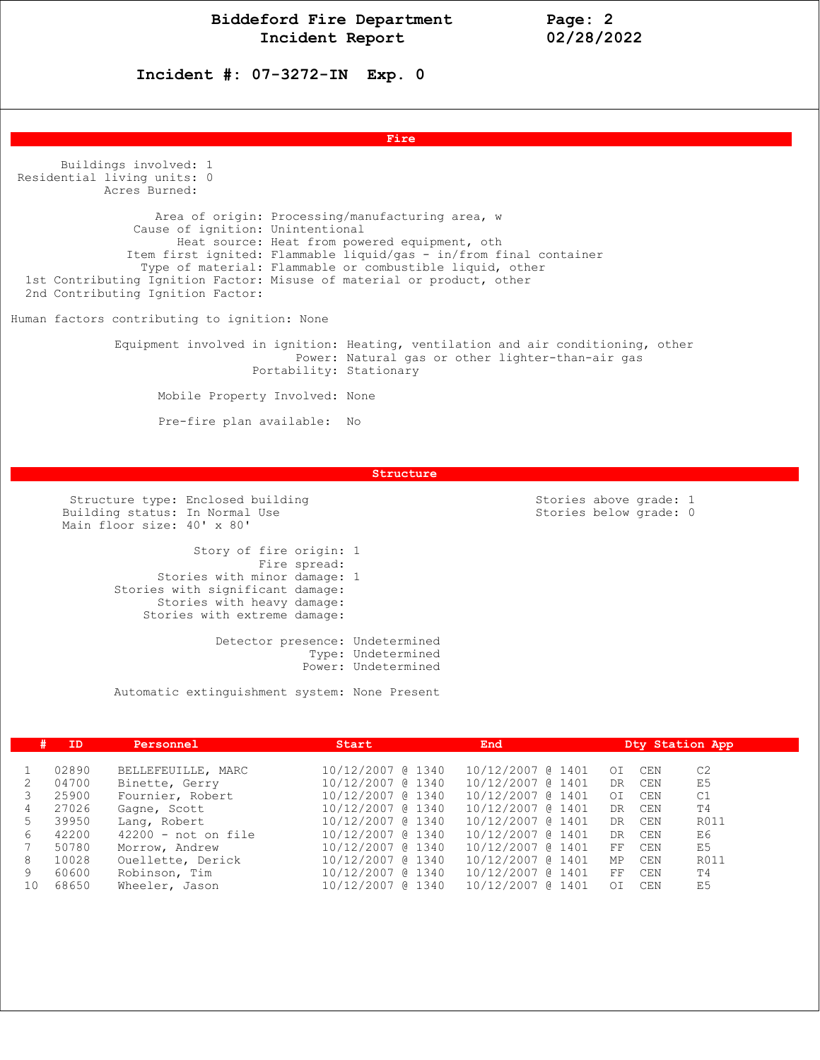# Biddeford Fire Department
# Incident Report

**Incident #: 07-3272-IN Exp. 0**

## Fire

Buildings involved: 1
Residential living units: 0
Acres Burned:

Area of origin: Processing/manufacturing area, w
Cause of ignition: Unintentional
Heat source: Heat from powered equipment, oth
Item first ignited: Flammable liquid/gas - in/from final container
Type of material: Flammable or combustible liquid, other
1st Contributing Ignition Factor: Misuse of material or product, other
2nd Contributing Ignition Factor:

Human factors contributing to ignition: None

Equipment involved in ignition: Heating, ventilation and air conditioning, other
Power: Natural gas or other lighter-than-air gas
Portability: Stationary

Mobile Property Involved: None

Pre-fire plan available: No

## Structure

Structure type: Enclosed building
Building status: In Normal Use
Main floor size: 40' x 80'

Stories above grade: 1
Stories below grade: 0

Story of fire origin: 1
Fire spread:
Stories with minor damage: 1
Stories with significant damage:
Stories with heavy damage:
Stories with extreme damage:

Detector presence: Undetermined
Type: Undetermined
Power: Undetermined

Automatic extinguishment system: None Present

| # | ID | Personnel | Start | End | Dty | Station | App |
|---|---|---|---|---|---|---|---|
| 1 | 02890 | BELLEFEUILLE, MARC | 10/12/2007 @ 1340 | 10/12/2007 @ 1401 | OI | CEN | C2 |
| 2 | 04700 | Binette, Gerry | 10/12/2007 @ 1340 | 10/12/2007 @ 1401 | DR | CEN | E5 |
| 3 | 25900 | Fournier, Robert | 10/12/2007 @ 1340 | 10/12/2007 @ 1401 | OI | CEN | C1 |
| 4 | 27026 | Gagne, Scott | 10/12/2007 @ 1340 | 10/12/2007 @ 1401 | DR | CEN | T4 |
| 5 | 39950 | Lang, Robert | 10/12/2007 @ 1340 | 10/12/2007 @ 1401 | DR | CEN | R011 |
| 6 | 42200 | 42200 - not on file | 10/12/2007 @ 1340 | 10/12/2007 @ 1401 | DR | CEN | E6 |
| 7 | 50780 | Morrow, Andrew | 10/12/2007 @ 1340 | 10/12/2007 @ 1401 | FF | CEN | E5 |
| 8 | 10028 | Ouellette, Derick | 10/12/2007 @ 1340 | 10/12/2007 @ 1401 | MP | CEN | R011 |
| 9 | 60600 | Robinson, Tim | 10/12/2007 @ 1340 | 10/12/2007 @ 1401 | FF | CEN | T4 |
| 10 | 68650 | Wheeler, Jason | 10/12/2007 @ 1340 | 10/12/2007 @ 1401 | OI | CEN | E5 |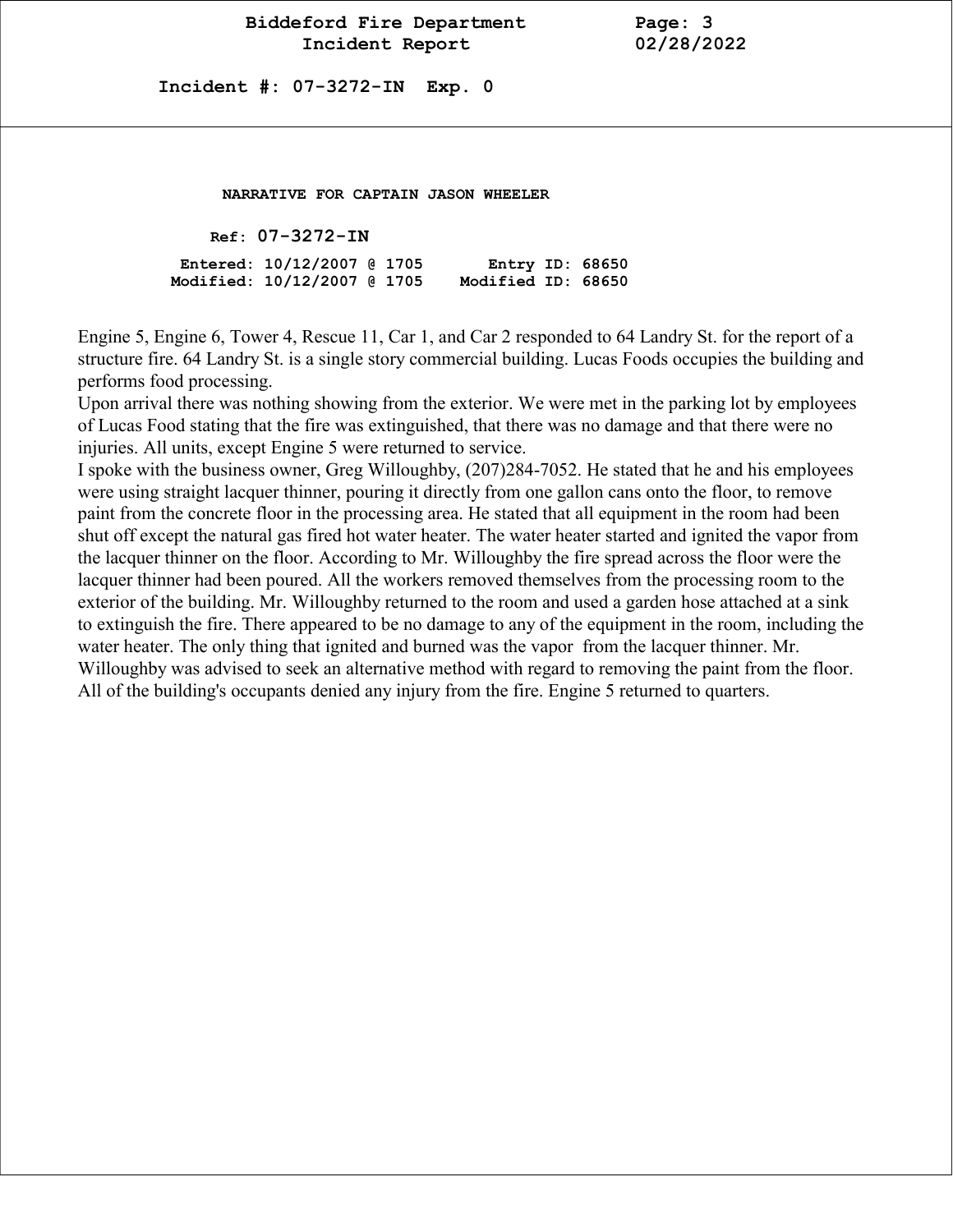**NARRATIVE FOR CAPTAIN JASON WHEELER**

**Ref: 07-3272-IN**

**Entered: 10/12/2007 @ 1705 Entry ID: 68650**
**Modified: 10/12/2007 @ 1705 Modified ID: 68650**

Engine 5, Engine 6, Tower 4, Rescue 11, Car 1, and Car 2 responded to 64 Landry St. for the report of a structure fire. 64 Landry St. is a single story commercial building. Lucas Foods occupies the building and performs food processing.

Upon arrival there was nothing showing from the exterior. We were met in the parking lot by employees of Lucas Food stating that the fire was extinguished, that there was no damage and that there were no injuries. All units, except Engine 5 were returned to service.

I spoke with the business owner, Greg Willoughby, (207)284-7052. He stated that he and his employees were using straight lacquer thinner, pouring it directly from one gallon cans onto the floor, to remove paint from the concrete floor in the processing area. He stated that all equipment in the room had been shut off except the natural gas fired hot water heater. The water heater started and ignited the vapor from the lacquer thinner on the floor. According to Mr. Willoughby the fire spread across the floor were the lacquer thinner had been poured. All the workers removed themselves from the processing room to the exterior of the building. Mr. Willoughby returned to the room and used a garden hose attached at a sink to extinguish the fire. There appeared to be no damage to any of the equipment in the room, including the water heater. The only thing that ignited and burned was the vapor from the lacquer thinner. Mr. Willoughby was advised to seek an alternative method with regard to removing the paint from the floor. All of the building's occupants denied any injury from the fire. Engine 5 returned to quarters.